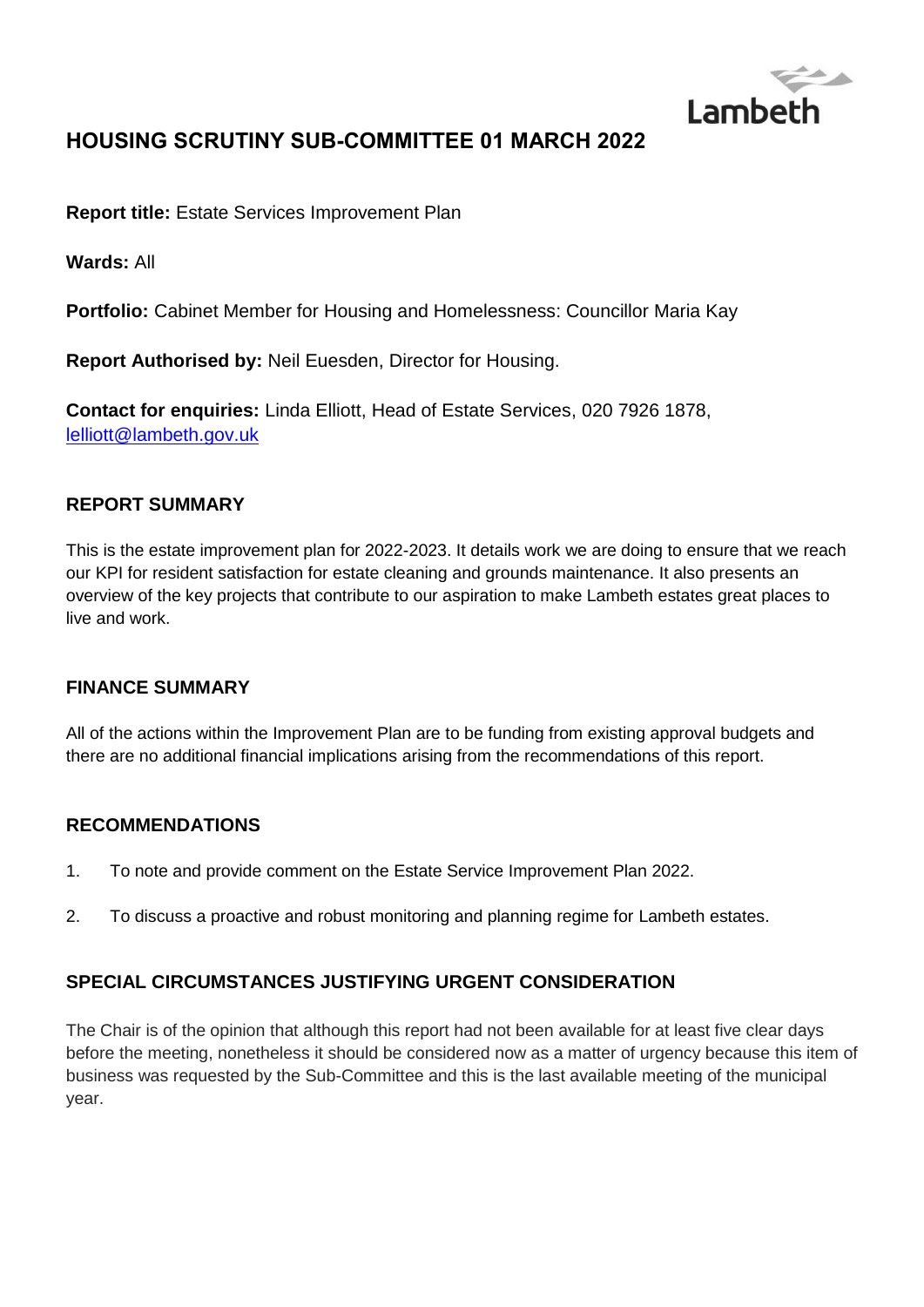# HOUSING SCRUTINY SUB-COMMITTEE 01 MARCH 2022

**Report title:** Estate Services Improvement Plan

**Wards:** All

**Portfolio:** Cabinet Member for Housing and Homelessness: Councillor Maria Kay

**Report Authorised by:** Neil Euesden, Director for Housing.

**Contact for enquiries:** Linda Elliott, Head of Estate Services, 020 7926 1878, lelliott@lambeth.gov.uk

## REPORT SUMMARY

This is the estate improvement plan for 2022-2023. It details work we are doing to ensure that we reach our KPI for resident satisfaction for estate cleaning and grounds maintenance. It also presents an overview of the key projects that contribute to our aspiration to make Lambeth estates great places to live and work.

## FINANCE SUMMARY

All of the actions within the Improvement Plan are to be funding from existing approval budgets and there are no additional financial implications arising from the recommendations of this report.

## RECOMMENDATIONS

1. To note and provide comment on the Estate Service Improvement Plan 2022.

2. To discuss a proactive and robust monitoring and planning regime for Lambeth estates.

## SPECIAL CIRCUMSTANCES JUSTIFYING URGENT CONSIDERATION

The Chair is of the opinion that although this report had not been available for at least five clear days before the meeting, nonetheless it should be considered now as a matter of urgency because this item of business was requested by the Sub-Committee and this is the last available meeting of the municipal year.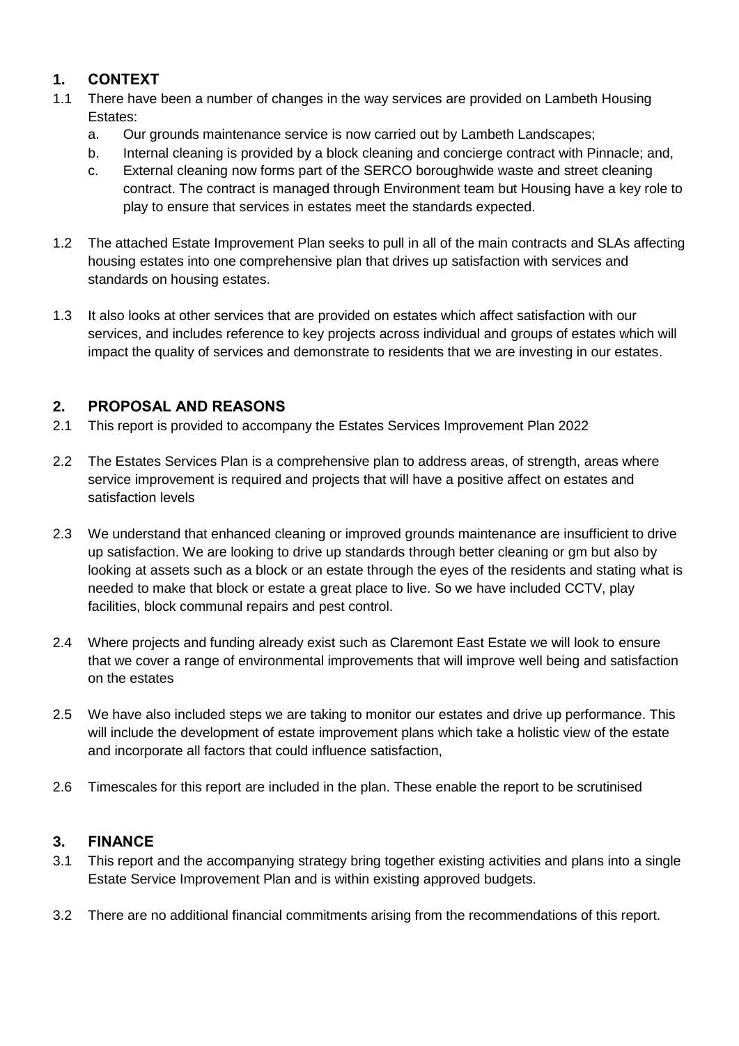## 1. CONTEXT

1.1 There have been a number of changes in the way services are provided on Lambeth Housing Estates:

   a. Our grounds maintenance service is now carried out by Lambeth Landscapes;
   
   b. Internal cleaning is provided by a block cleaning and concierge contract with Pinnacle; and,
   
   c. External cleaning now forms part of the SERCO boroughwide waste and street cleaning contract. The contract is managed through Environment team but Housing have a key role to play to ensure that services in estates meet the standards expected.

1.2 The attached Estate Improvement Plan seeks to pull in all of the main contracts and SLAs affecting housing estates into one comprehensive plan that drives up satisfaction with services and standards on housing estates.

1.3 It also looks at other services that are provided on estates which affect satisfaction with our services, and includes reference to key projects across individual and groups of estates which will impact the quality of services and demonstrate to residents that we are investing in our estates.

## 2. PROPOSAL AND REASONS

2.1 This report is provided to accompany the Estates Services Improvement Plan 2022

2.2 The Estates Services Plan is a comprehensive plan to address areas, of strength, areas where service improvement is required and projects that will have a positive affect on estates and satisfaction levels

2.3 We understand that enhanced cleaning or improved grounds maintenance are insufficient to drive up satisfaction. We are looking to drive up standards through better cleaning or gm but also by looking at assets such as a block or an estate through the eyes of the residents and stating what is needed to make that block or estate a great place to live. So we have included CCTV, play facilities, block communal repairs and pest control.

2.4 Where projects and funding already exist such as Claremont East Estate we will look to ensure that we cover a range of environmental improvements that will improve well being and satisfaction on the estates

2.5 We have also included steps we are taking to monitor our estates and drive up performance. This will include the development of estate improvement plans which take a holistic view of the estate and incorporate all factors that could influence satisfaction,

2.6 Timescales for this report are included in the plan. These enable the report to be scrutinised

## 3. FINANCE

3.1 This report and the accompanying strategy bring together existing activities and plans into a single Estate Service Improvement Plan and is within existing approved budgets.

3.2 There are no additional financial commitments arising from the recommendations of this report.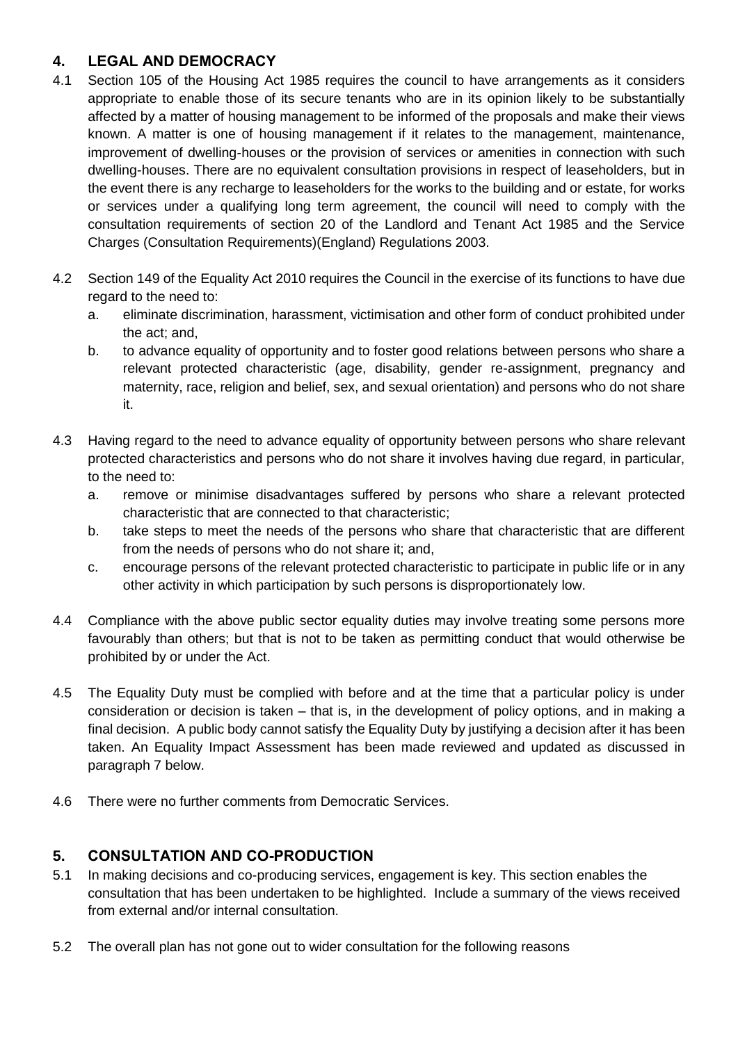## 4. LEGAL AND DEMOCRACY

4.1 Section 105 of the Housing Act 1985 requires the council to have arrangements as it considers appropriate to enable those of its secure tenants who are in its opinion likely to be substantially affected by a matter of housing management to be informed of the proposals and make their views known. A matter is one of housing management if it relates to the management, maintenance, improvement of dwelling-houses or the provision of services or amenities in connection with such dwelling-houses. There are no equivalent consultation provisions in respect of leaseholders, but in the event there is any recharge to leaseholders for the works to the building and or estate, for works or services under a qualifying long term agreement, the council will need to comply with the consultation requirements of section 20 of the Landlord and Tenant Act 1985 and the Service Charges (Consultation Requirements)(England) Regulations 2003.

4.2 Section 149 of the Equality Act 2010 requires the Council in the exercise of its functions to have due regard to the need to:

a. eliminate discrimination, harassment, victimisation and other form of conduct prohibited under the act; and,

b. to advance equality of opportunity and to foster good relations between persons who share a relevant protected characteristic (age, disability, gender re-assignment, pregnancy and maternity, race, religion and belief, sex, and sexual orientation) and persons who do not share it.

4.3 Having regard to the need to advance equality of opportunity between persons who share relevant protected characteristics and persons who do not share it involves having due regard, in particular, to the need to:

a. remove or minimise disadvantages suffered by persons who share a relevant protected characteristic that are connected to that characteristic;

b. take steps to meet the needs of the persons who share that characteristic that are different from the needs of persons who do not share it; and,

c. encourage persons of the relevant protected characteristic to participate in public life or in any other activity in which participation by such persons is disproportionately low.

4.4 Compliance with the above public sector equality duties may involve treating some persons more favourably than others; but that is not to be taken as permitting conduct that would otherwise be prohibited by or under the Act.

4.5 The Equality Duty must be complied with before and at the time that a particular policy is under consideration or decision is taken – that is, in the development of policy options, and in making a final decision. A public body cannot satisfy the Equality Duty by justifying a decision after it has been taken. An Equality Impact Assessment has been made reviewed and updated as discussed in paragraph 7 below.

4.6 There were no further comments from Democratic Services.

## 5. CONSULTATION AND CO-PRODUCTION

5.1 In making decisions and co-producing services, engagement is key. This section enables the consultation that has been undertaken to be highlighted. Include a summary of the views received from external and/or internal consultation.

5.2 The overall plan has not gone out to wider consultation for the following reasons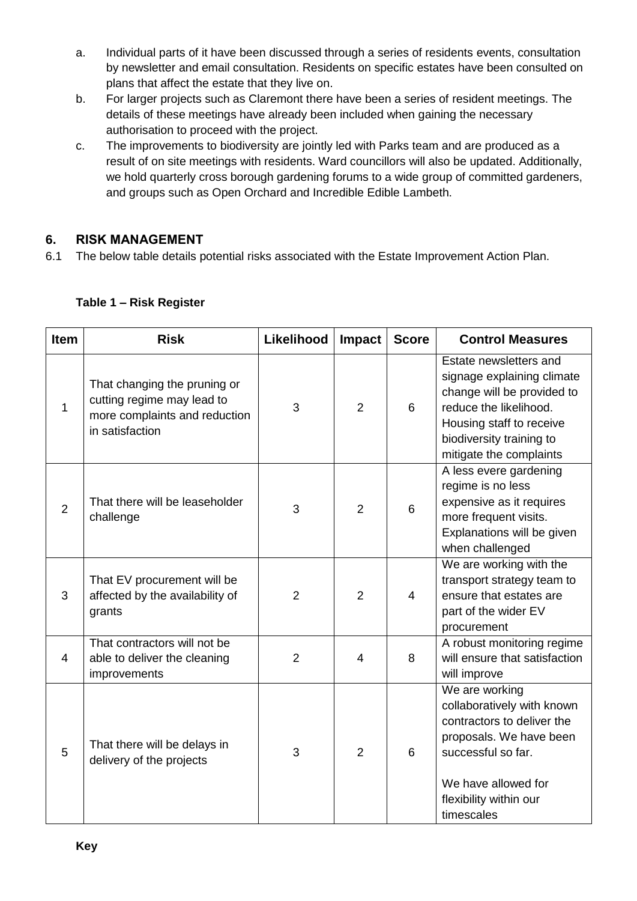a. Individual parts of it have been discussed through a series of residents events, consultation by newsletter and email consultation. Residents on specific estates have been consulted on plans that affect the estate that they live on.
b. For larger projects such as Claremont there have been a series of resident meetings. The details of these meetings have already been included when gaining the necessary authorisation to proceed with the project.
c. The improvements to biodiversity are jointly led with Parks team and are produced as a result of on site meetings with residents. Ward councillors will also be updated. Additionally, we hold quarterly cross borough gardening forums to a wide group of committed gardeners, and groups such as Open Orchard and Incredible Edible Lambeth.

## 6. RISK MANAGEMENT

6.1 The below table details potential risks associated with the Estate Improvement Action Plan.

**Table 1 – Risk Register**

| Item | Risk | Likelihood | Impact | Score | Control Measures |
|---|---|---|---|---|---|
| 1 | That changing the pruning or cutting regime may lead to more complaints and reduction in satisfaction | 3 | 2 | 6 | Estate newsletters and signage explaining climate change will be provided to reduce the likelihood. Housing staff to receive biodiversity training to mitigate the complaints |
| 2 | That there will be leaseholder challenge | 3 | 2 | 6 | A less evere gardening regime is no less expensive as it requires more frequent visits. Explanations will be given when challenged |
| 3 | That EV procurement will be affected by the availability of grants | 2 | 2 | 4 | We are working with the transport strategy team to ensure that estates are part of the wider EV procurement |
| 4 | That contractors will not be able to deliver the cleaning improvements | 2 | 4 | 8 | A robust monitoring regime will ensure that satisfaction will improve |
| 5 | That there will be delays in delivery of the projects | 3 | 2 | 6 | We are working collaboratively with known contractors to deliver the proposals. We have been successful so far.<br><br>We have allowed for flexibility within our timescales |

**Key**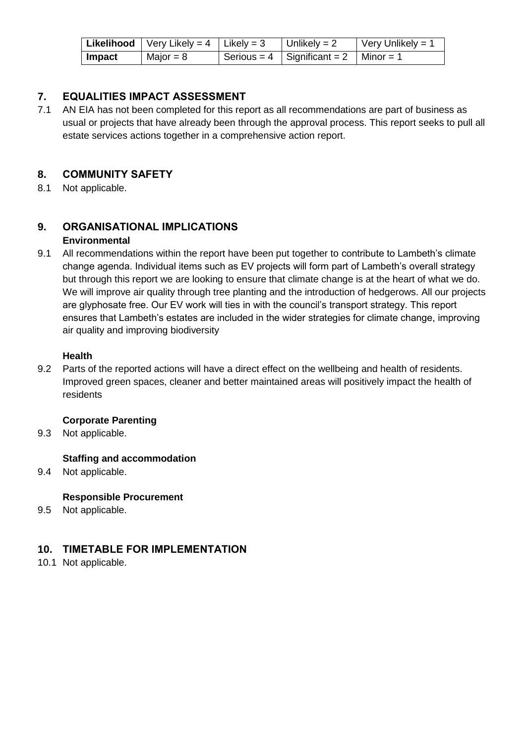| **Likelihood** | Very Likely = 4 | Likely = 3 | Unlikely = 2 | Very Unlikely = 1 |
|---|---|---|---|---|
| **Impact** | Major = 8 | Serious = 4 | Significant = 2 | Minor = 1 |

## 7. EQUALITIES IMPACT ASSESSMENT

7.1 AN EIA has not been completed for this report as all recommendations are part of business as usual or projects that have already been through the approval process. This report seeks to pull all estate services actions together in a comprehensive action report.

## 8. COMMUNITY SAFETY

8.1 Not applicable.

## 9. ORGANISATIONAL IMPLICATIONS

**Environmental**

9.1 All recommendations within the report have been put together to contribute to Lambeth's climate change agenda. Individual items such as EV projects will form part of Lambeth's overall strategy but through this report we are looking to ensure that climate change is at the heart of what we do. We will improve air quality through tree planting and the introduction of hedgerows. All our projects are glyphosate free. Our EV work will ties in with the council's transport strategy. This report ensures that Lambeth's estates are included in the wider strategies for climate change, improving air quality and improving biodiversity

**Health**

9.2 Parts of the reported actions will have a direct effect on the wellbeing and health of residents. Improved green spaces, cleaner and better maintained areas will positively impact the health of residents

**Corporate Parenting**

9.3 Not applicable.

**Staffing and accommodation**

9.4 Not applicable.

**Responsible Procurement**

9.5 Not applicable.

## 10. TIMETABLE FOR IMPLEMENTATION

10.1 Not applicable.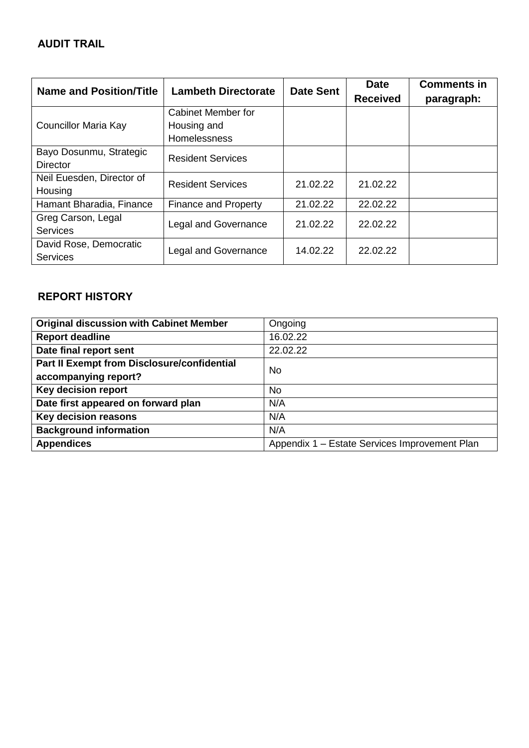## AUDIT TRAIL

| Name and Position/Title | Lambeth Directorate | Date Sent | Date Received | Comments in paragraph: |
|---|---|---|---|---|
| Councillor Maria Kay | Cabinet Member for Housing and Homelessness | | | |
| Bayo Dosunmu, Strategic Director | Resident Services | | | |
| Neil Euesden, Director of Housing | Resident Services | 21.02.22 | 21.02.22 | |
| Hamant Bharadia, Finance | Finance and Property | 21.02.22 | 22.02.22 | |
| Greg Carson, Legal Services | Legal and Governance | 21.02.22 | 22.02.22 | |
| David Rose, Democratic Services | Legal and Governance | 14.02.22 | 22.02.22 | |

## REPORT HISTORY

| | |
|---|---|
| **Original discussion with Cabinet Member** | Ongoing |
| **Report deadline** | 16.02.22 |
| **Date final report sent** | 22.02.22 |
| **Part II Exempt from Disclosure/confidential accompanying report?** | No |
| **Key decision report** | No |
| **Date first appeared on forward plan** | N/A |
| **Key decision reasons** | N/A |
| **Background information** | N/A |
| **Appendices** | Appendix 1 – Estate Services Improvement Plan |